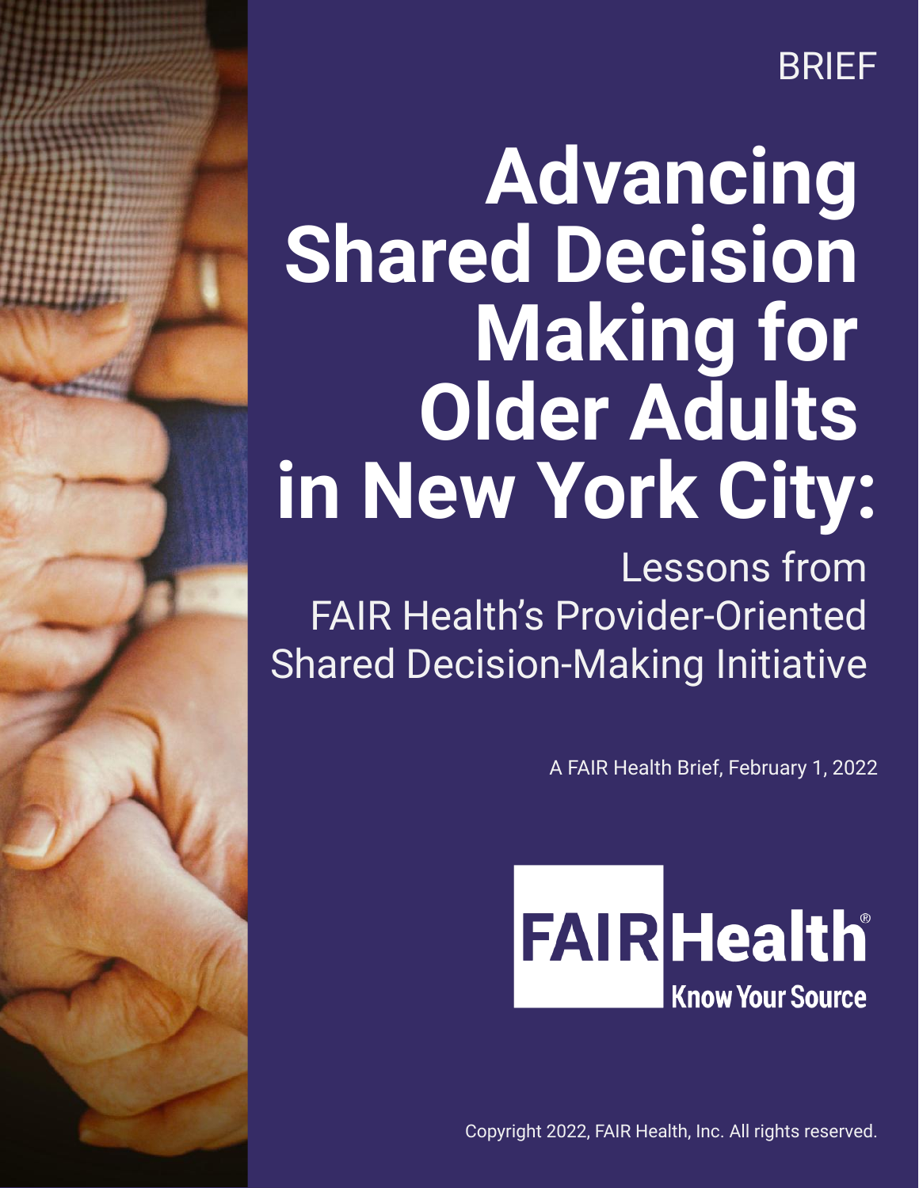BRIEF

# Advancing Shared Decision Making for Older Adults in New York City:

## Lessons from FAIR Health's Provider-Oriented Shared Decision-Making Initiative

A FAIR Health Brief, February 1, 2022

FAIR Health®
Know Your Source

Copyright 2022, FAIR Health, Inc. All rights reserved.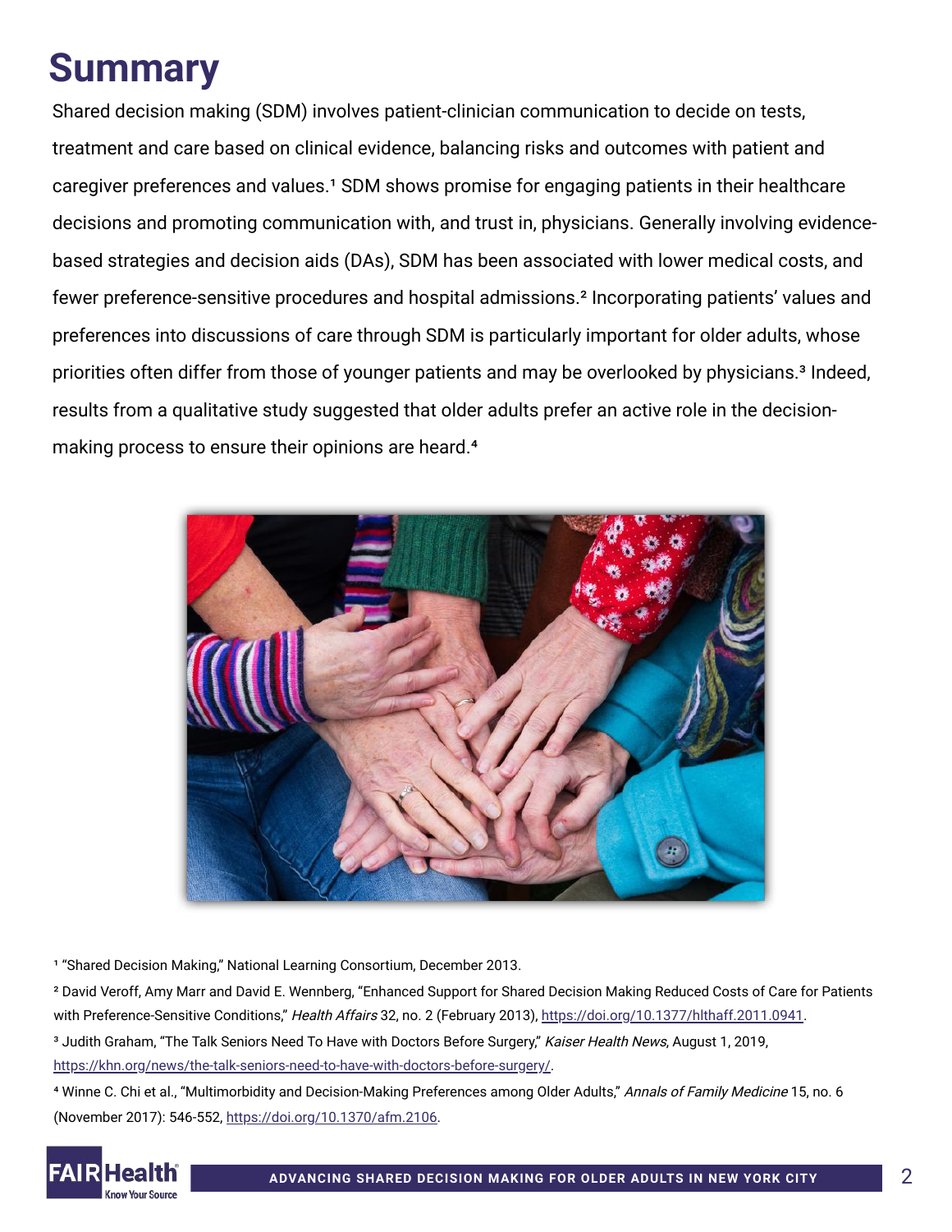# Summary

Shared decision making (SDM) involves patient-clinician communication to decide on tests, treatment and care based on clinical evidence, balancing risks and outcomes with patient and caregiver preferences and values.[1] SDM shows promise for engaging patients in their healthcare decisions and promoting communication with, and trust in, physicians. Generally involving evidence-based strategies and decision aids (DAs), SDM has been associated with lower medical costs, and fewer preference-sensitive procedures and hospital admissions.[2] Incorporating patients' values and preferences into discussions of care through SDM is particularly important for older adults, whose priorities often differ from those of younger patients and may be overlooked by physicians.[3] Indeed, results from a qualitative study suggested that older adults prefer an active role in the decision-making process to ensure their opinions are heard.[4]

[1] "Shared Decision Making," National Learning Consortium, December 2013.

[2] David Veroff, Amy Marr and David E. Wennberg, "Enhanced Support for Shared Decision Making Reduced Costs of Care for Patients with Preference-Sensitive Conditions," *Health Affairs* 32, no. 2 (February 2013), https://doi.org/10.1377/hlthaff.2011.0941.

[3] Judith Graham, "The Talk Seniors Need To Have with Doctors Before Surgery," *Kaiser Health News*, August 1, 2019, https://khn.org/news/the-talk-seniors-need-to-have-with-doctors-before-surgery/.

[4] Winne C. Chi et al., "Multimorbidity and Decision-Making Preferences among Older Adults," *Annals of Family Medicine* 15, no. 6 (November 2017): 546-552, https://doi.org/10.1370/afm.2106.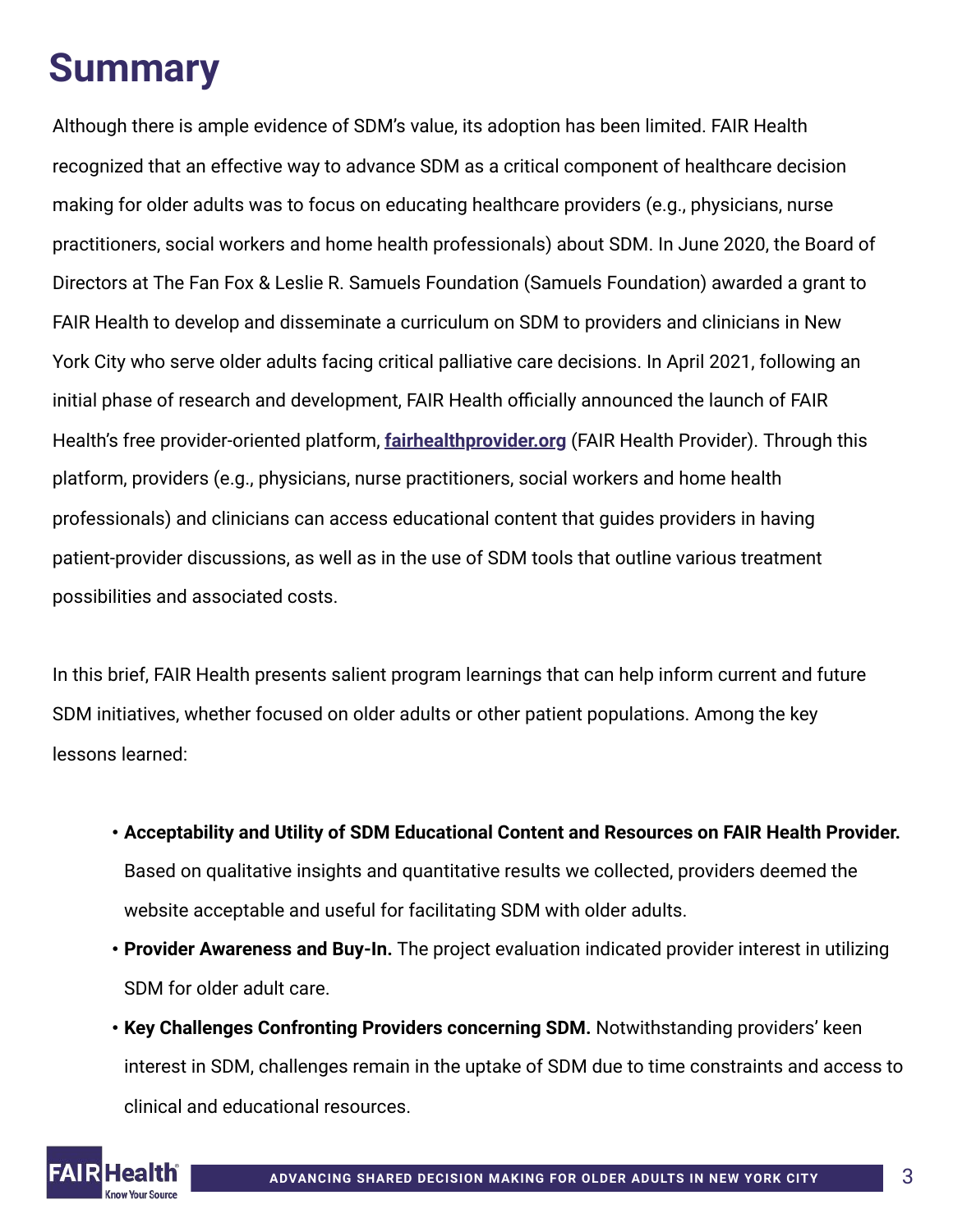# Summary

Although there is ample evidence of SDM's value, its adoption has been limited. FAIR Health recognized that an effective way to advance SDM as a critical component of healthcare decision making for older adults was to focus on educating healthcare providers (e.g., physicians, nurse practitioners, social workers and home health professionals) about SDM. In June 2020, the Board of Directors at The Fan Fox & Leslie R. Samuels Foundation (Samuels Foundation) awarded a grant to FAIR Health to develop and disseminate a curriculum on SDM to providers and clinicians in New York City who serve older adults facing critical palliative care decisions. In April 2021, following an initial phase of research and development, FAIR Health officially announced the launch of FAIR Health's free provider-oriented platform, **fairhealthprovider.org** (FAIR Health Provider). Through this platform, providers (e.g., physicians, nurse practitioners, social workers and home health professionals) and clinicians can access educational content that guides providers in having patient-provider discussions, as well as in the use of SDM tools that outline various treatment possibilities and associated costs.

In this brief, FAIR Health presents salient program learnings that can help inform current and future SDM initiatives, whether focused on older adults or other patient populations. Among the key lessons learned:

- **Acceptability and Utility of SDM Educational Content and Resources on FAIR Health Provider.** Based on qualitative insights and quantitative results we collected, providers deemed the website acceptable and useful for facilitating SDM with older adults.
- **Provider Awareness and Buy-In.** The project evaluation indicated provider interest in utilizing SDM for older adult care.
- **Key Challenges Confronting Providers concerning SDM.** Notwithstanding providers' keen interest in SDM, challenges remain in the uptake of SDM due to time constraints and access to clinical and educational resources.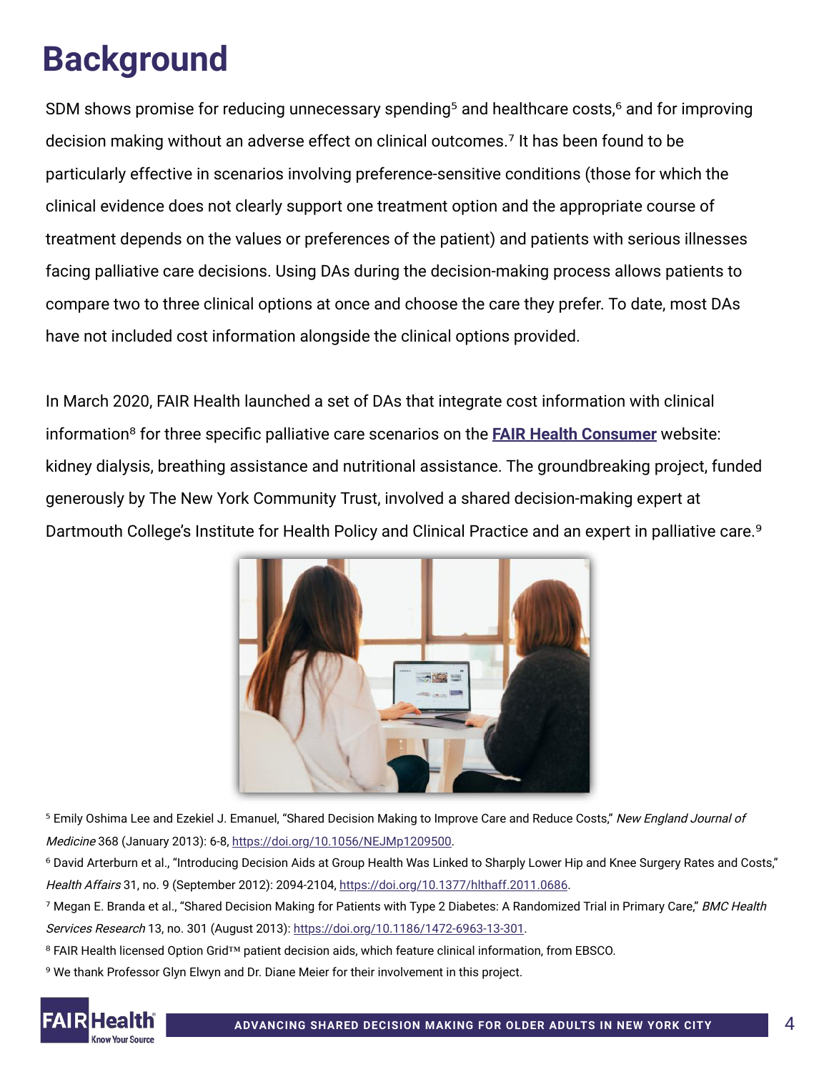# Background

SDM shows promise for reducing unnecessary spending[5] and healthcare costs,[6] and for improving decision making without an adverse effect on clinical outcomes.[7] It has been found to be particularly effective in scenarios involving preference-sensitive conditions (those for which the clinical evidence does not clearly support one treatment option and the appropriate course of treatment depends on the values or preferences of the patient) and patients with serious illnesses facing palliative care decisions. Using DAs during the decision-making process allows patients to compare two to three clinical options at once and choose the care they prefer. To date, most DAs have not included cost information alongside the clinical options provided.

In March 2020, FAIR Health launched a set of DAs that integrate cost information with clinical information[8] for three specific palliative care scenarios on the **FAIR Health Consumer** website: kidney dialysis, breathing assistance and nutritional assistance. The groundbreaking project, funded generously by The New York Community Trust, involved a shared decision-making expert at Dartmouth College's Institute for Health Policy and Clinical Practice and an expert in palliative care.[9]

[5] Emily Oshima Lee and Ezekiel J. Emanuel, "Shared Decision Making to Improve Care and Reduce Costs," *New England Journal of Medicine* 368 (January 2013): 6-8, https://doi.org/10.1056/NEJMp1209500.

[6] David Arterburn et al., "Introducing Decision Aids at Group Health Was Linked to Sharply Lower Hip and Knee Surgery Rates and Costs," *Health Affairs* 31, no. 9 (September 2012): 2094-2104, https://doi.org/10.1377/hlthaff.2011.0686.

[7] Megan E. Branda et al., "Shared Decision Making for Patients with Type 2 Diabetes: A Randomized Trial in Primary Care," *BMC Health Services Research* 13, no. 301 (August 2013): https://doi.org/10.1186/1472-6963-13-301.

[8] FAIR Health licensed Option Grid™ patient decision aids, which feature clinical information, from EBSCO.

[9] We thank Professor Glyn Elwyn and Dr. Diane Meier for their involvement in this project.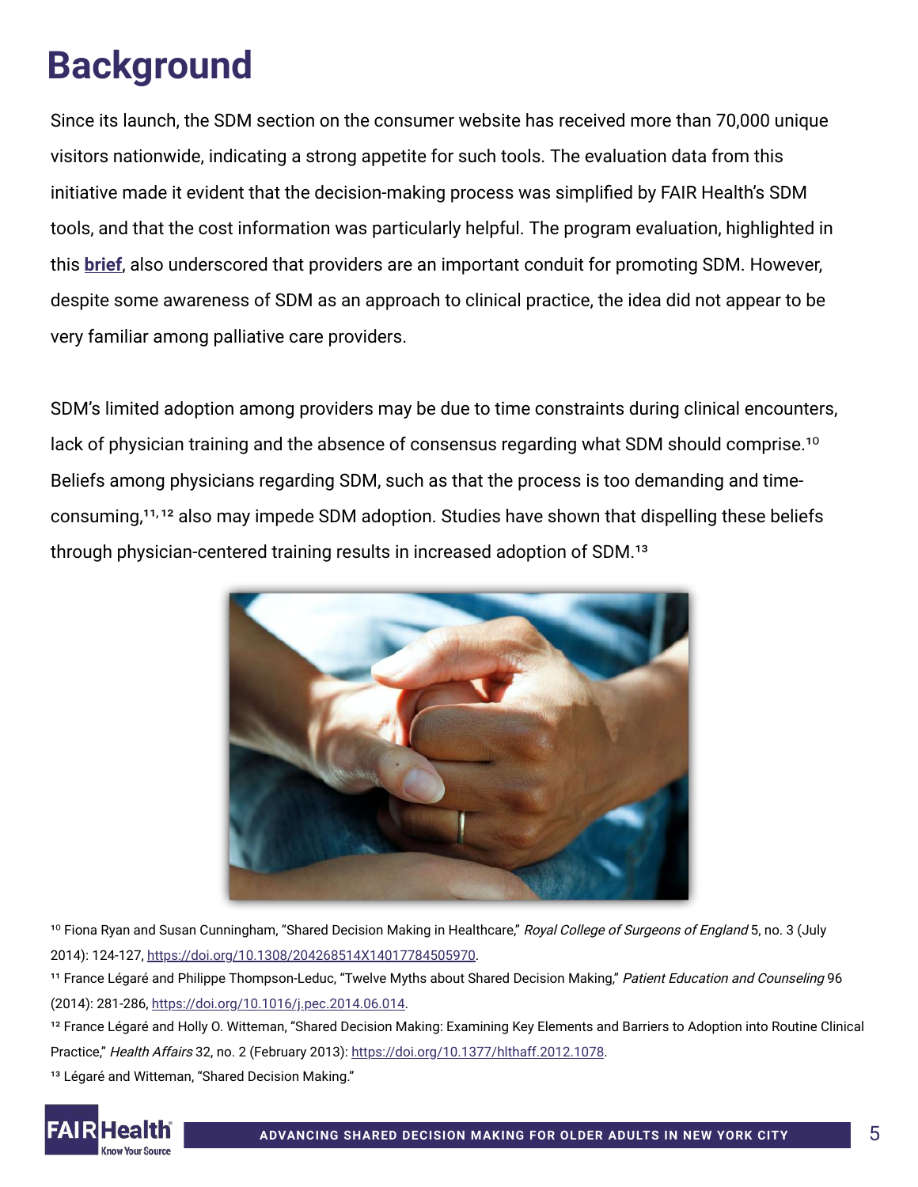# Background

Since its launch, the SDM section on the consumer website has received more than 70,000 unique visitors nationwide, indicating a strong appetite for such tools. The evaluation data from this initiative made it evident that the decision-making process was simplified by FAIR Health's SDM tools, and that the cost information was particularly helpful. The program evaluation, highlighted in this **brief**, also underscored that providers are an important conduit for promoting SDM. However, despite some awareness of SDM as an approach to clinical practice, the idea did not appear to be very familiar among palliative care providers.

SDM's limited adoption among providers may be due to time constraints during clinical encounters, lack of physician training and the absence of consensus regarding what SDM should comprise.[10] Beliefs among physicians regarding SDM, such as that the process is too demanding and time-consuming,[11,12] also may impede SDM adoption. Studies have shown that dispelling these beliefs through physician-centered training results in increased adoption of SDM.[13]

[10] Fiona Ryan and Susan Cunningham, "Shared Decision Making in Healthcare," *Royal College of Surgeons of England* 5, no. 3 (July 2014): 124-127, https://doi.org/10.1308/204268514X14017784505970.

[11] France Légaré and Philippe Thompson-Leduc, "Twelve Myths about Shared Decision Making," *Patient Education and Counseling* 96 (2014): 281-286, https://doi.org/10.1016/j.pec.2014.06.014.

[12] France Légaré and Holly O. Witteman, "Shared Decision Making: Examining Key Elements and Barriers to Adoption into Routine Clinical Practice," *Health Affairs* 32, no. 2 (February 2013): https://doi.org/10.1377/hlthaff.2012.1078.

[13] Légaré and Witteman, "Shared Decision Making."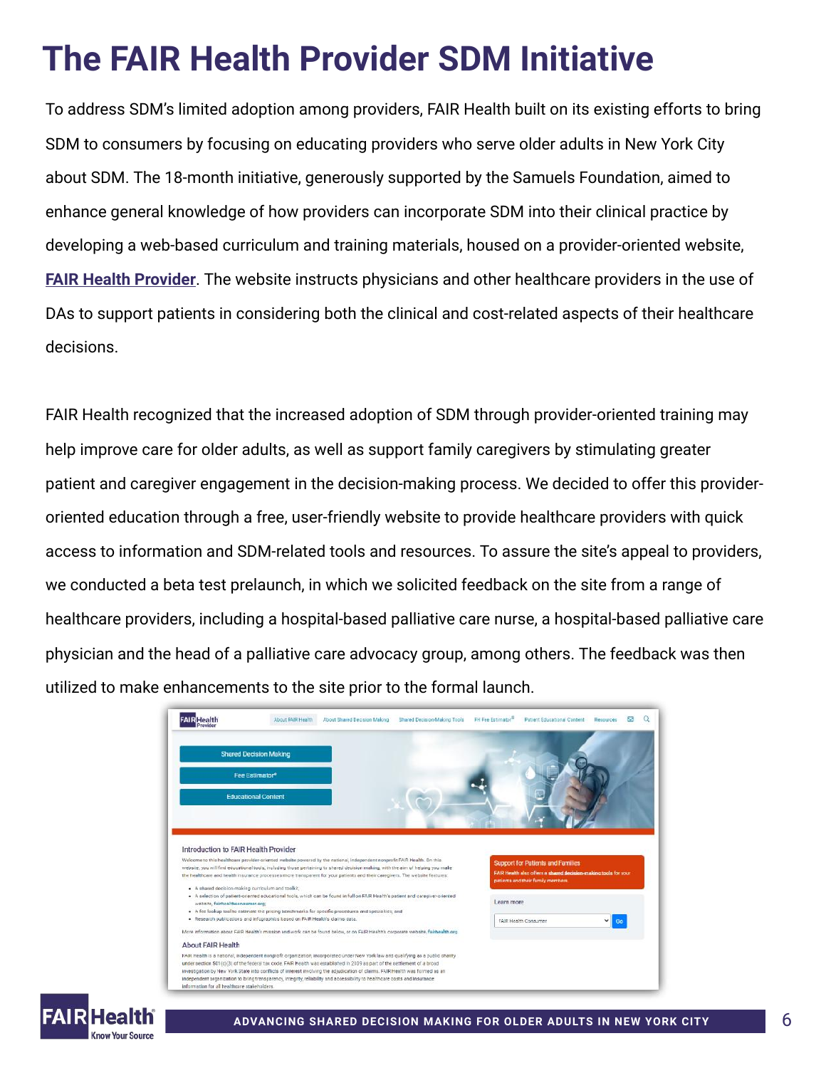# The FAIR Health Provider SDM Initiative

To address SDM's limited adoption among providers, FAIR Health built on its existing efforts to bring SDM to consumers by focusing on educating providers who serve older adults in New York City about SDM. The 18-month initiative, generously supported by the Samuels Foundation, aimed to enhance general knowledge of how providers can incorporate SDM into their clinical practice by developing a web-based curriculum and training materials, housed on a provider-oriented website, **FAIR Health Provider**. The website instructs physicians and other healthcare providers in the use of DAs to support patients in considering both the clinical and cost-related aspects of their healthcare decisions.

FAIR Health recognized that the increased adoption of SDM through provider-oriented training may help improve care for older adults, as well as support family caregivers by stimulating greater patient and caregiver engagement in the decision-making process. We decided to offer this provider-oriented education through a free, user-friendly website to provide healthcare providers with quick access to information and SDM-related tools and resources. To assure the site's appeal to providers, we conducted a beta test prelaunch, in which we solicited feedback on the site from a range of healthcare providers, including a hospital-based palliative care nurse, a hospital-based palliative care physician and the head of a palliative care advocacy group, among others. The feedback was then utilized to make enhancements to the site prior to the formal launch.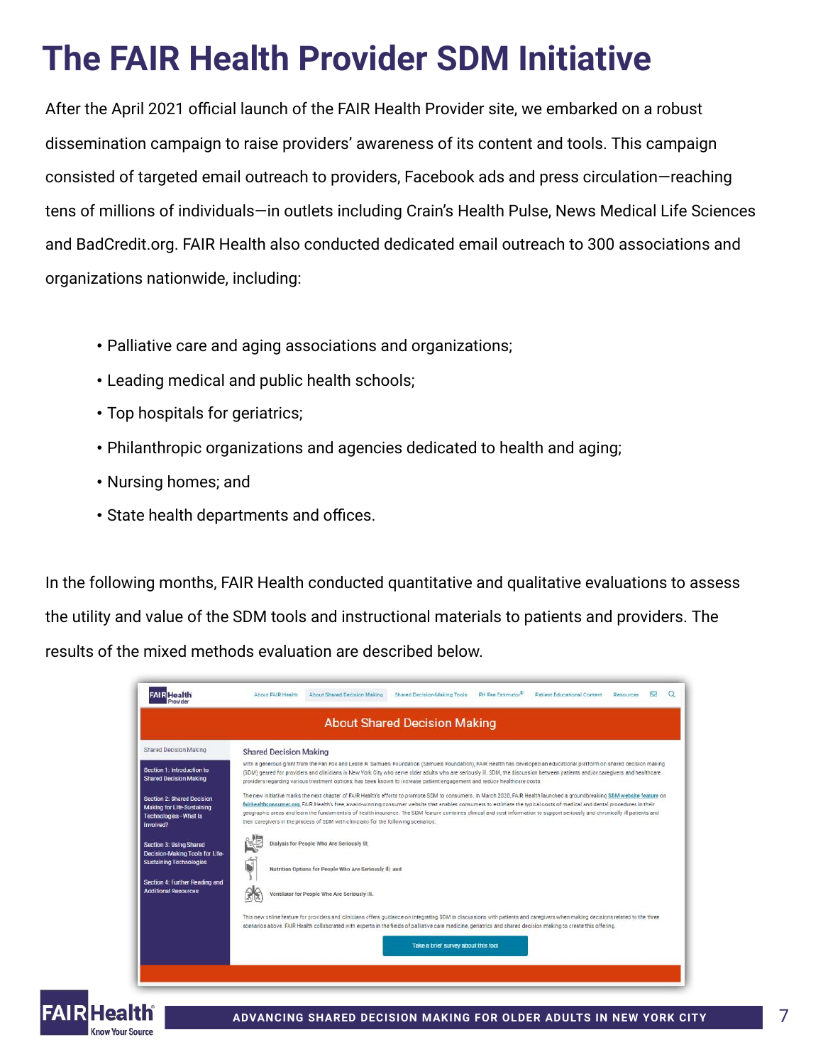# The FAIR Health Provider SDM Initiative

After the April 2021 official launch of the FAIR Health Provider site, we embarked on a robust dissemination campaign to raise providers' awareness of its content and tools. This campaign consisted of targeted email outreach to providers, Facebook ads and press circulation—reaching tens of millions of individuals—in outlets including Crain's Health Pulse, News Medical Life Sciences and BadCredit.org. FAIR Health also conducted dedicated email outreach to 300 associations and organizations nationwide, including:

- Palliative care and aging associations and organizations;
- Leading medical and public health schools;
- Top hospitals for geriatrics;
- Philanthropic organizations and agencies dedicated to health and aging;
- Nursing homes; and
- State health departments and offices.

In the following months, FAIR Health conducted quantitative and qualitative evaluations to assess the utility and value of the SDM tools and instructional materials to patients and providers. The results of the mixed methods evaluation are described below.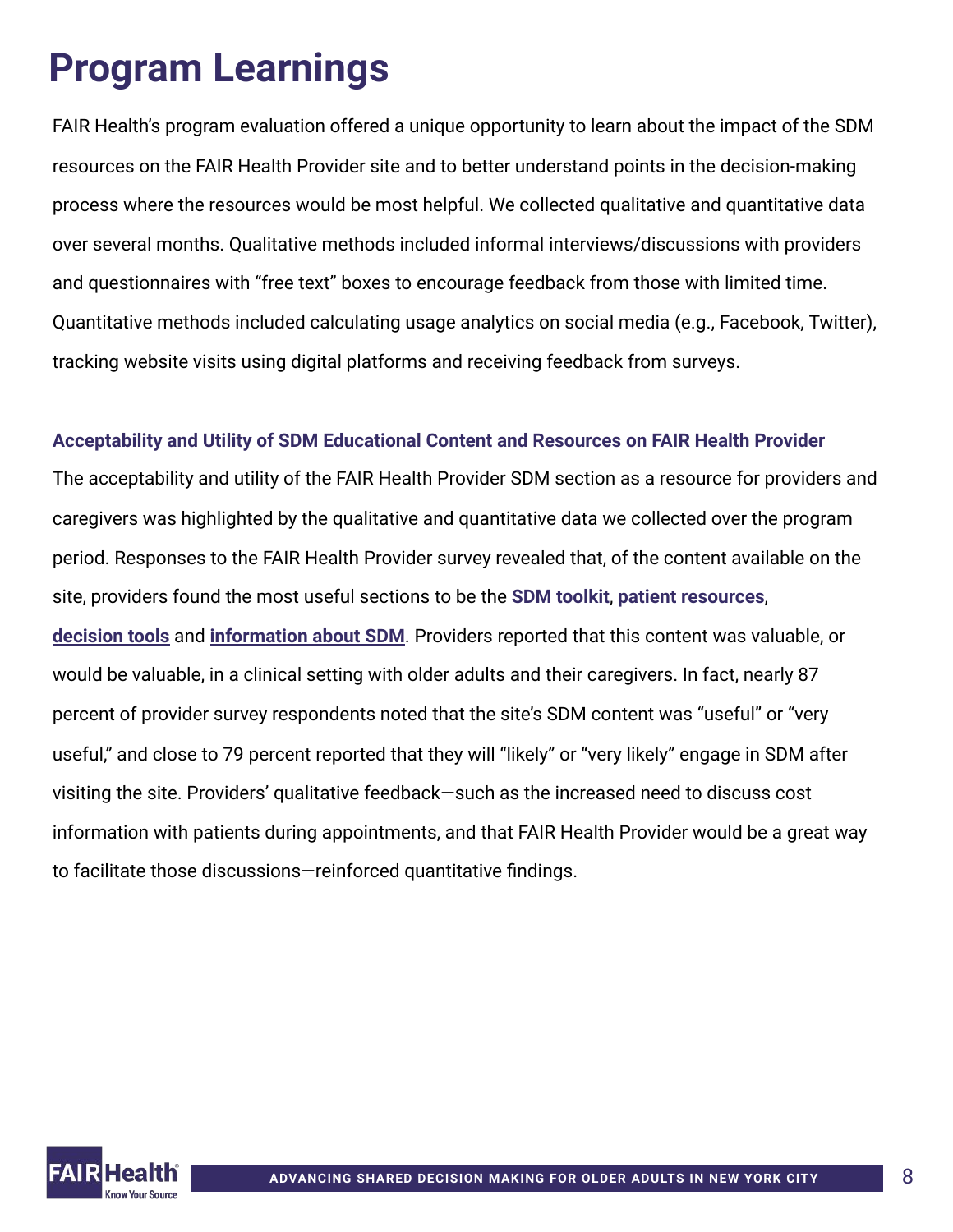# Program Learnings

FAIR Health's program evaluation offered a unique opportunity to learn about the impact of the SDM resources on the FAIR Health Provider site and to better understand points in the decision-making process where the resources would be most helpful. We collected qualitative and quantitative data over several months. Qualitative methods included informal interviews/discussions with providers and questionnaires with "free text" boxes to encourage feedback from those with limited time. Quantitative methods included calculating usage analytics on social media (e.g., Facebook, Twitter), tracking website visits using digital platforms and receiving feedback from surveys.

### Acceptability and Utility of SDM Educational Content and Resources on FAIR Health Provider

The acceptability and utility of the FAIR Health Provider SDM section as a resource for providers and caregivers was highlighted by the qualitative and quantitative data we collected over the program period. Responses to the FAIR Health Provider survey revealed that, of the content available on the site, providers found the most useful sections to be the **SDM toolkit**, **patient resources**, **decision tools** and **information about SDM**. Providers reported that this content was valuable, or would be valuable, in a clinical setting with older adults and their caregivers. In fact, nearly 87 percent of provider survey respondents noted that the site's SDM content was "useful" or "very useful," and close to 79 percent reported that they will "likely" or "very likely" engage in SDM after visiting the site. Providers' qualitative feedback—such as the increased need to discuss cost information with patients during appointments, and that FAIR Health Provider would be a great way to facilitate those discussions—reinforced quantitative findings.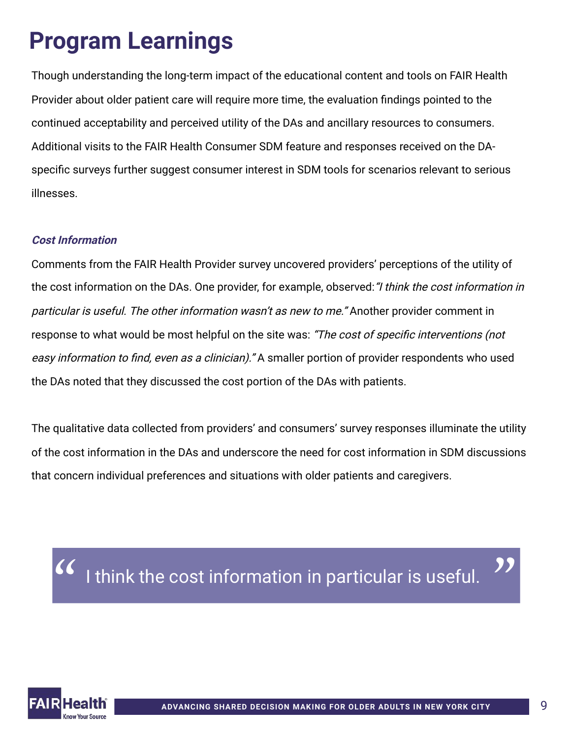# Program Learnings

Though understanding the long-term impact of the educational content and tools on FAIR Health Provider about older patient care will require more time, the evaluation findings pointed to the continued acceptability and perceived utility of the DAs and ancillary resources to consumers. Additional visits to the FAIR Health Consumer SDM feature and responses received on the DA-specific surveys further suggest consumer interest in SDM tools for scenarios relevant to serious illnesses.

### *Cost Information*

Comments from the FAIR Health Provider survey uncovered providers' perceptions of the utility of the cost information on the DAs. One provider, for example, observed: *"I think the cost information in particular is useful. The other information wasn't as new to me."* Another provider comment in response to what would be most helpful on the site was: *"The cost of specific interventions (not easy information to find, even as a clinician)."* A smaller portion of provider respondents who used the DAs noted that they discussed the cost portion of the DAs with patients.

The qualitative data collected from providers' and consumers' survey responses illuminate the utility of the cost information in the DAs and underscore the need for cost information in SDM discussions that concern individual preferences and situations with older patients and caregivers.

> "I think the cost information in particular is useful."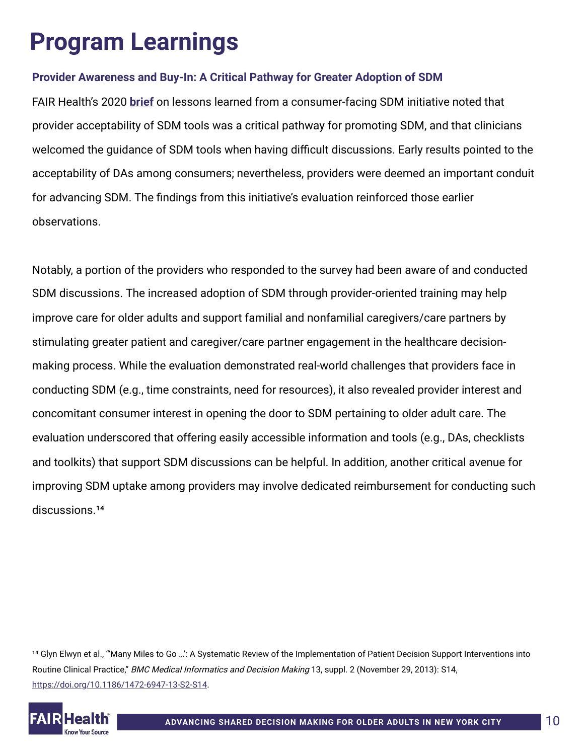# Program Learnings

### Provider Awareness and Buy-In: A Critical Pathway for Greater Adoption of SDM

FAIR Health's 2020 **brief** on lessons learned from a consumer-facing SDM initiative noted that provider acceptability of SDM tools was a critical pathway for promoting SDM, and that clinicians welcomed the guidance of SDM tools when having difficult discussions. Early results pointed to the acceptability of DAs among consumers; nevertheless, providers were deemed an important conduit for advancing SDM. The findings from this initiative's evaluation reinforced those earlier observations.

Notably, a portion of the providers who responded to the survey had been aware of and conducted SDM discussions. The increased adoption of SDM through provider-oriented training may help improve care for older adults and support familial and nonfamilial caregivers/care partners by stimulating greater patient and caregiver/care partner engagement in the healthcare decision-making process. While the evaluation demonstrated real-world challenges that providers face in conducting SDM (e.g., time constraints, need for resources), it also revealed provider interest and concomitant consumer interest in opening the door to SDM pertaining to older adult care. The evaluation underscored that offering easily accessible information and tools (e.g., DAs, checklists and toolkits) that support SDM discussions can be helpful. In addition, another critical avenue for improving SDM uptake among providers may involve dedicated reimbursement for conducting such discussions.[14]

[14] Glyn Elwyn et al., "'Many Miles to Go …': A Systematic Review of the Implementation of Patient Decision Support Interventions into Routine Clinical Practice," *BMC Medical Informatics and Decision Making* 13, suppl. 2 (November 29, 2013): S14, https://doi.org/10.1186/1472-6947-13-S2-S14.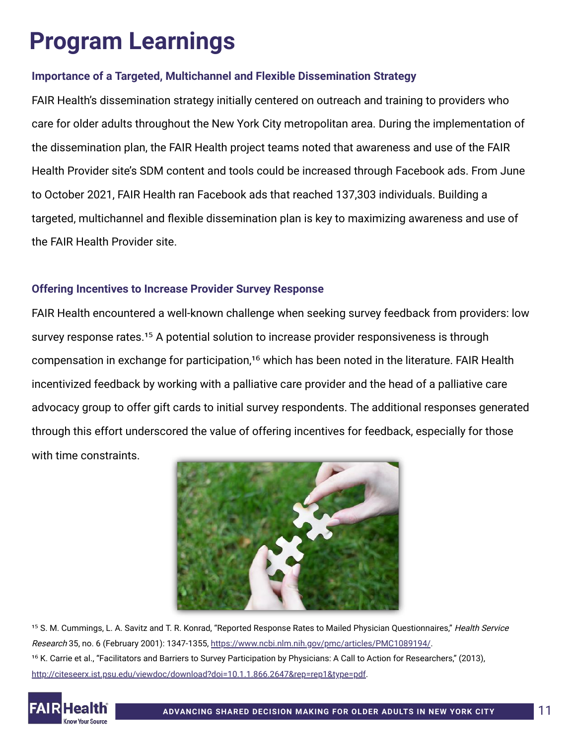# Program Learnings

### Importance of a Targeted, Multichannel and Flexible Dissemination Strategy

FAIR Health's dissemination strategy initially centered on outreach and training to providers who care for older adults throughout the New York City metropolitan area. During the implementation of the dissemination plan, the FAIR Health project teams noted that awareness and use of the FAIR Health Provider site's SDM content and tools could be increased through Facebook ads. From June to October 2021, FAIR Health ran Facebook ads that reached 137,303 individuals. Building a targeted, multichannel and flexible dissemination plan is key to maximizing awareness and use of the FAIR Health Provider site.

### Offering Incentives to Increase Provider Survey Response

FAIR Health encountered a well-known challenge when seeking survey feedback from providers: low survey response rates.[15] A potential solution to increase provider responsiveness is through compensation in exchange for participation,[16] which has been noted in the literature. FAIR Health incentivized feedback by working with a palliative care provider and the head of a palliative care advocacy group to offer gift cards to initial survey respondents. The additional responses generated through this effort underscored the value of offering incentives for feedback, especially for those with time constraints.

[15] S. M. Cummings, L. A. Savitz and T. R. Konrad, "Reported Response Rates to Mailed Physician Questionnaires," *Health Service Research* 35, no. 6 (February 2001): 1347-1355, https://www.ncbi.nlm.nih.gov/pmc/articles/PMC1089194/.

[16] K. Carrie et al., "Facilitators and Barriers to Survey Participation by Physicians: A Call to Action for Researchers," (2013), http://citeseerx.ist.psu.edu/viewdoc/download?doi=10.1.1.866.2647&rep=rep1&type=pdf.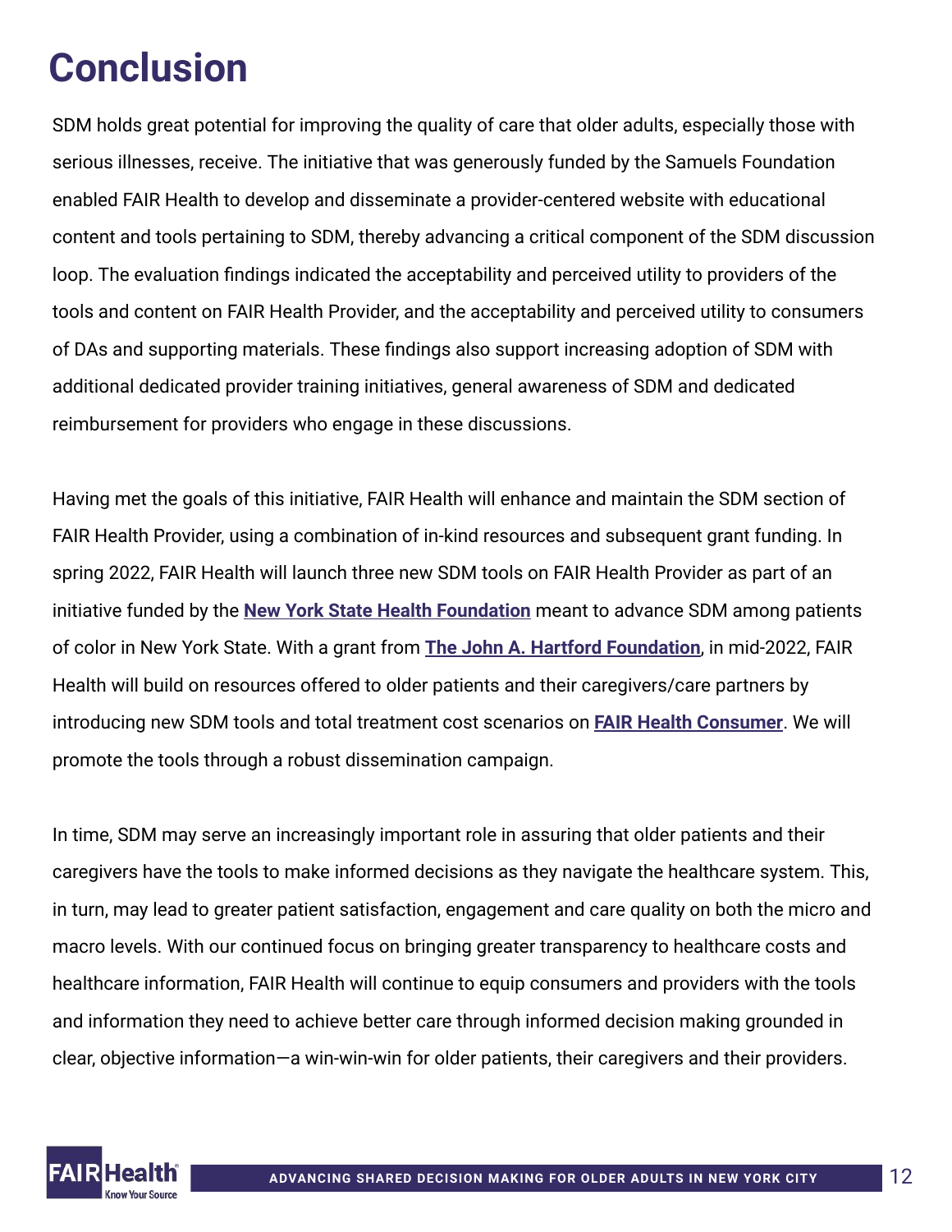# Conclusion

SDM holds great potential for improving the quality of care that older adults, especially those with serious illnesses, receive. The initiative that was generously funded by the Samuels Foundation enabled FAIR Health to develop and disseminate a provider-centered website with educational content and tools pertaining to SDM, thereby advancing a critical component of the SDM discussion loop. The evaluation findings indicated the acceptability and perceived utility to providers of the tools and content on FAIR Health Provider, and the acceptability and perceived utility to consumers of DAs and supporting materials. These findings also support increasing adoption of SDM with additional dedicated provider training initiatives, general awareness of SDM and dedicated reimbursement for providers who engage in these discussions.

Having met the goals of this initiative, FAIR Health will enhance and maintain the SDM section of FAIR Health Provider, using a combination of in-kind resources and subsequent grant funding. In spring 2022, FAIR Health will launch three new SDM tools on FAIR Health Provider as part of an initiative funded by the **New York State Health Foundation** meant to advance SDM among patients of color in New York State. With a grant from **The John A. Hartford Foundation**, in mid-2022, FAIR Health will build on resources offered to older patients and their caregivers/care partners by introducing new SDM tools and total treatment cost scenarios on **FAIR Health Consumer**. We will promote the tools through a robust dissemination campaign.

In time, SDM may serve an increasingly important role in assuring that older patients and their caregivers have the tools to make informed decisions as they navigate the healthcare system. This, in turn, may lead to greater patient satisfaction, engagement and care quality on both the micro and macro levels. With our continued focus on bringing greater transparency to healthcare costs and healthcare information, FAIR Health will continue to equip consumers and providers with the tools and information they need to achieve better care through informed decision making grounded in clear, objective information—a win-win-win for older patients, their caregivers and their providers.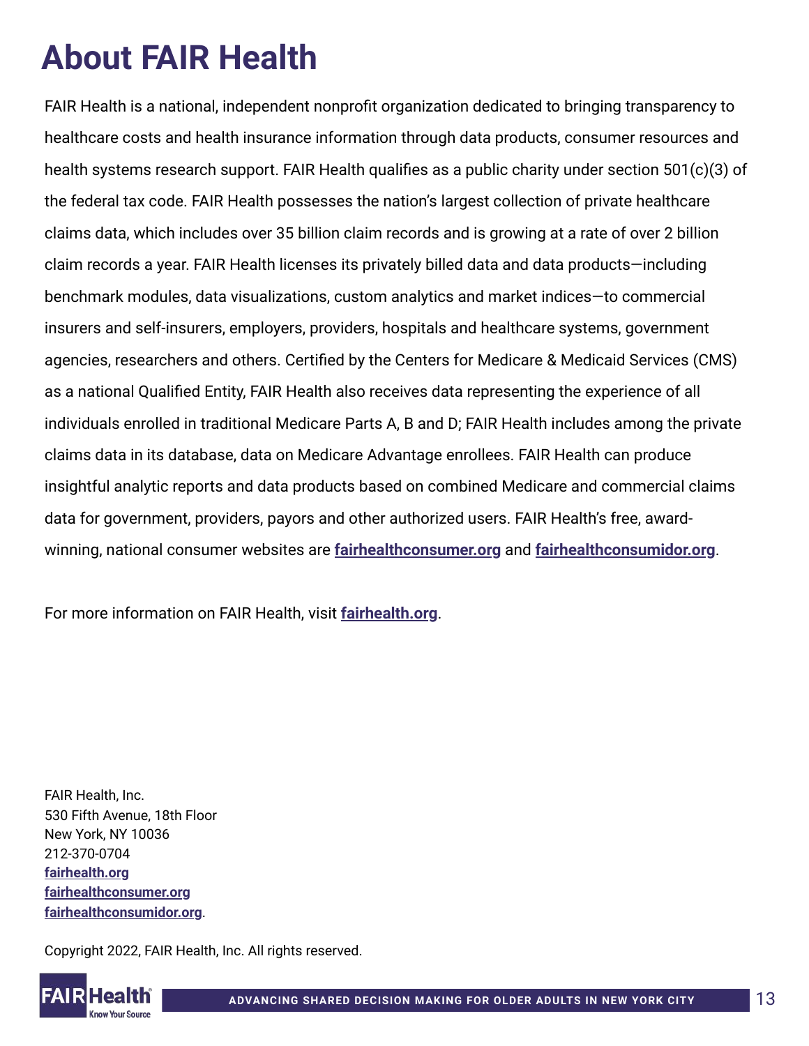# About FAIR Health

FAIR Health is a national, independent nonprofit organization dedicated to bringing transparency to healthcare costs and health insurance information through data products, consumer resources and health systems research support. FAIR Health qualifies as a public charity under section 501(c)(3) of the federal tax code. FAIR Health possesses the nation's largest collection of private healthcare claims data, which includes over 35 billion claim records and is growing at a rate of over 2 billion claim records a year. FAIR Health licenses its privately billed data and data products—including benchmark modules, data visualizations, custom analytics and market indices—to commercial insurers and self-insurers, employers, providers, hospitals and healthcare systems, government agencies, researchers and others. Certified by the Centers for Medicare & Medicaid Services (CMS) as a national Qualified Entity, FAIR Health also receives data representing the experience of all individuals enrolled in traditional Medicare Parts A, B and D; FAIR Health includes among the private claims data in its database, data on Medicare Advantage enrollees. FAIR Health can produce insightful analytic reports and data products based on combined Medicare and commercial claims data for government, providers, payors and other authorized users. FAIR Health's free, award-winning, national consumer websites are **fairhealthconsumer.org** and **fairhealthconsumidor.org**.

For more information on FAIR Health, visit **fairhealth.org**.

FAIR Health, Inc.
530 Fifth Avenue, 18th Floor
New York, NY 10036
212-370-0704
**fairhealth.org**
**fairhealthconsumer.org**
**fairhealthconsumidor.org**.

Copyright 2022, FAIR Health, Inc. All rights reserved.